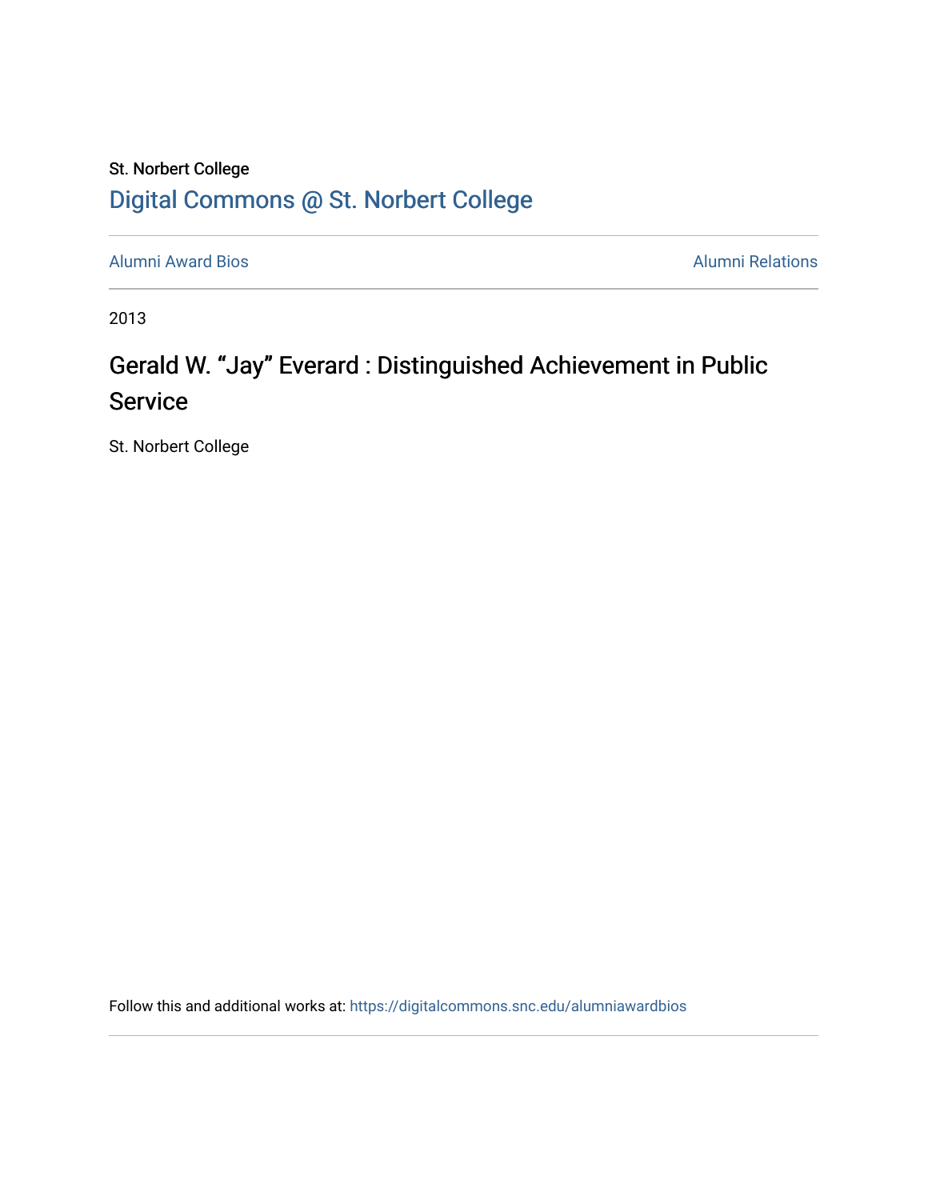St. Norbert College

Digital Commons @ St. Norbert College

Alumni Award Bios

Alumni Relations

2013

# Gerald W. “Jay” Everard : Distinguished Achievement in Public Service

St. Norbert College

Follow this and additional works at: https://digitalcommons.snc.edu/alumniawardbios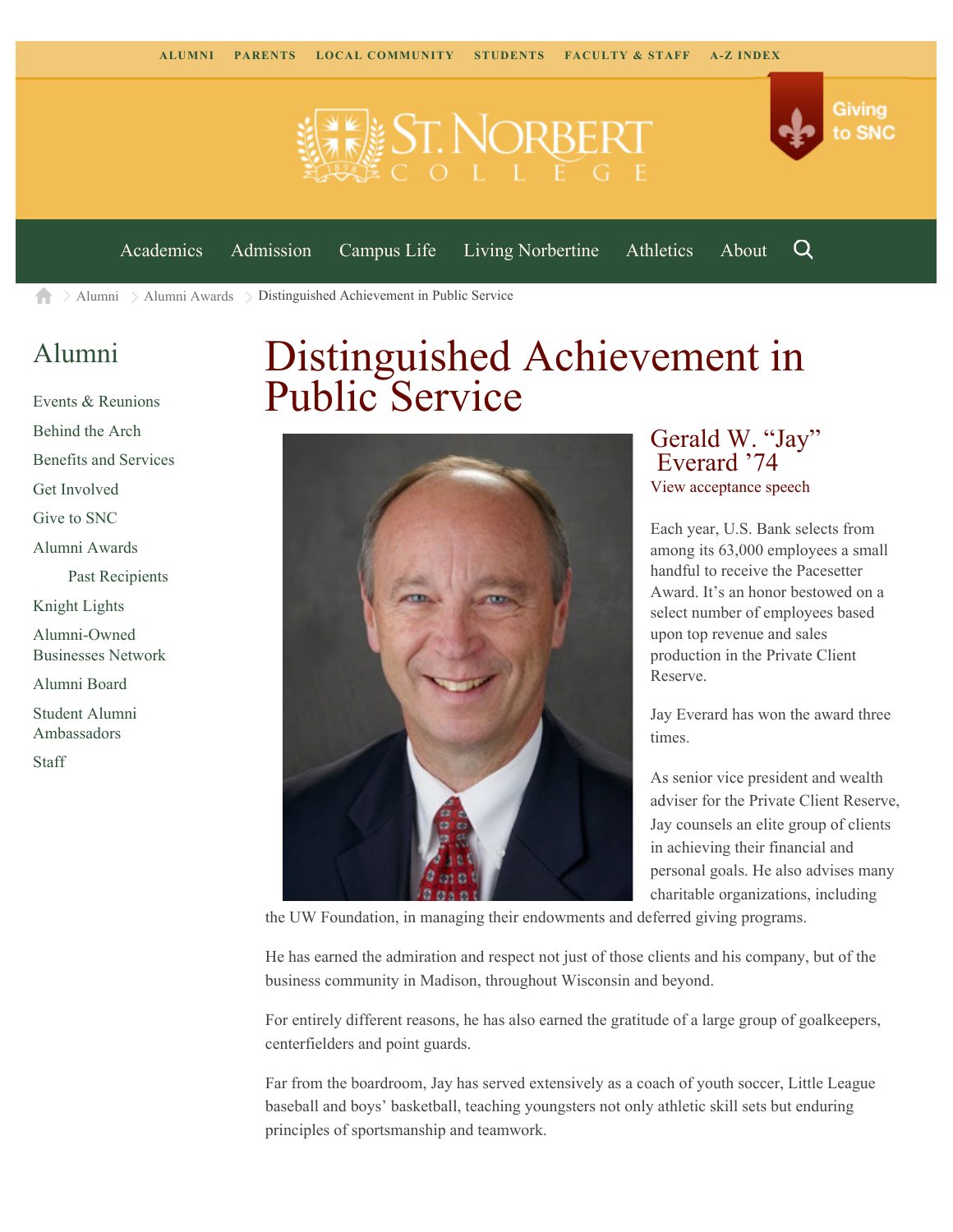ALUMNI PARENTS LOCAL COMMUNITY STUDENTS FACULTY & STAFF A-Z INDEX

Giving to SNC

Academics Admission Campus Life Living Norbertine Athletics About

Alumni > Alumni Awards > Distinguished Achievement in Public Service

## Alumni

- Events & Reunions
- Behind the Arch
- Benefits and Services
- Get Involved
- Give to SNC
- Alumni Awards
  - Past Recipients
- Knight Lights
- Alumni-Owned Businesses Network
- Alumni Board
- Student Alumni Ambassadors
- Staff

# Distinguished Achievement in Public Service

## Gerald W. "Jay" Everard '74

View acceptance speech

Each year, U.S. Bank selects from among its 63,000 employees a small handful to receive the Pacesetter Award. It's an honor bestowed on a select number of employees based upon top revenue and sales production in the Private Client Reserve.

Jay Everard has won the award three times.

As senior vice president and wealth adviser for the Private Client Reserve, Jay counsels an elite group of clients in achieving their financial and personal goals. He also advises many charitable organizations, including the UW Foundation, in managing their endowments and deferred giving programs.

He has earned the admiration and respect not just of those clients and his company, but of the business community in Madison, throughout Wisconsin and beyond.

For entirely different reasons, he has also earned the gratitude of a large group of goalkeepers, centerfielders and point guards.

Far from the boardroom, Jay has served extensively as a coach of youth soccer, Little League baseball and boys' basketball, teaching youngsters not only athletic skill sets but enduring principles of sportsmanship and teamwork.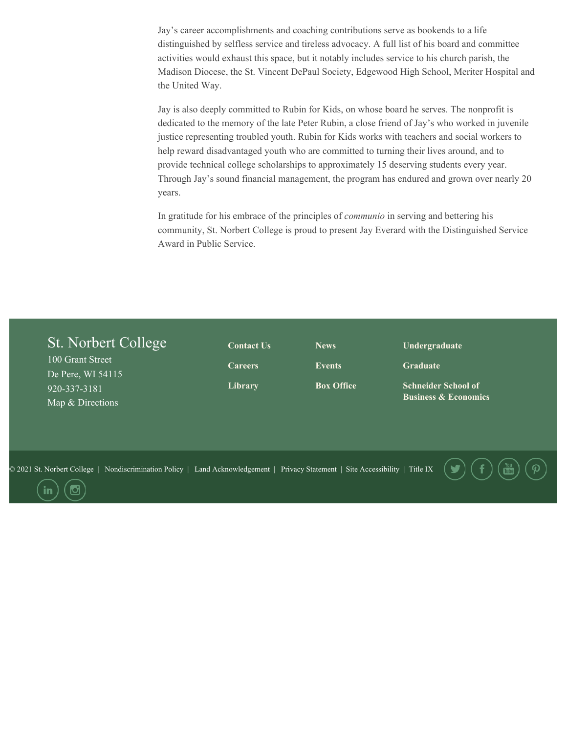Jay's career accomplishments and coaching contributions serve as bookends to a life distinguished by selfless service and tireless advocacy. A full list of his board and committee activities would exhaust this space, but it notably includes service to his church parish, the Madison Diocese, the St. Vincent DePaul Society, Edgewood High School, Meriter Hospital and the United Way.

Jay is also deeply committed to Rubin for Kids, on whose board he serves. The nonprofit is dedicated to the memory of the late Peter Rubin, a close friend of Jay's who worked in juvenile justice representing troubled youth. Rubin for Kids works with teachers and social workers to help reward disadvantaged youth who are committed to turning their lives around, and to provide technical college scholarships to approximately 15 deserving students every year. Through Jay's sound financial management, the program has endured and grown over nearly 20 years.

In gratitude for his embrace of the principles of *communio* in serving and bettering his community, St. Norbert College is proud to present Jay Everard with the Distinguished Service Award in Public Service.

St. Norbert College
100 Grant Street
De Pere, WI 54115
920-337-3181
Map & Directions

**Contact Us**
**Careers**
**Library**
**News**
**Events**
**Box Office**
**Undergraduate**
**Graduate**
**Schneider School of Business & Economics**

© 2021 St. Norbert College | Nondiscrimination Policy | Land Acknowledgement | Privacy Statement | Site Accessibility | Title IX